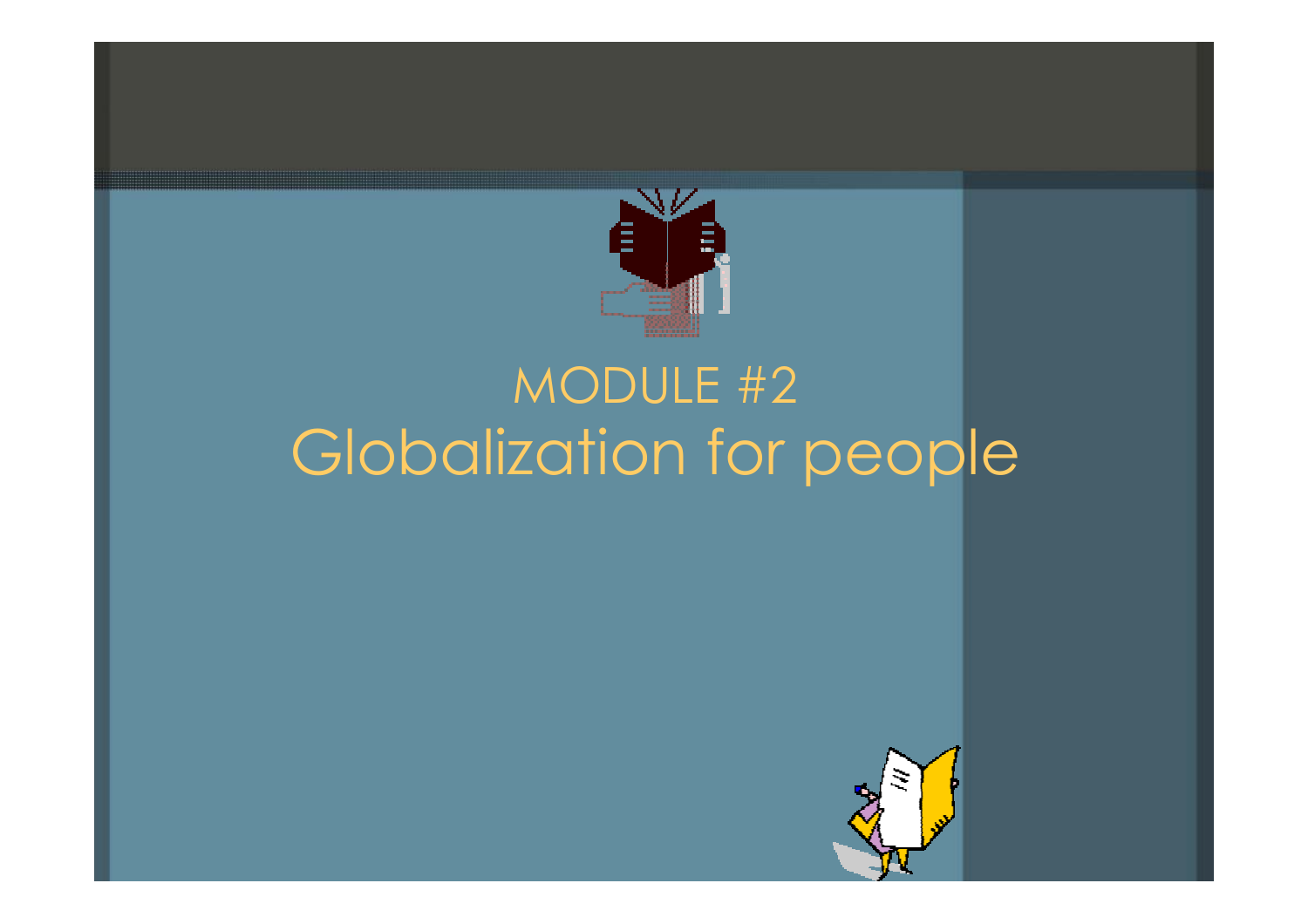# MODULE #2

# Globalization for people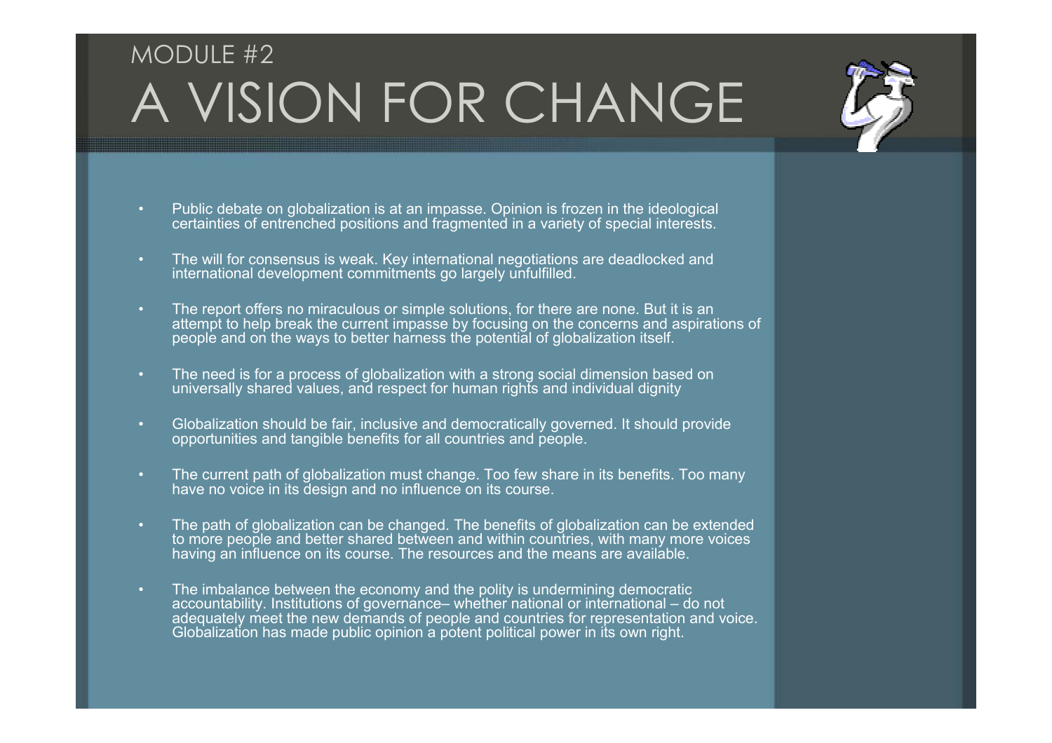# MODULE #2
# A VISION FOR CHANGE

- Public debate on globalization is at an impasse. Opinion is frozen in the ideological certainties of entrenched positions and fragmented in a variety of special interests.
- The will for consensus is weak. Key international negotiations are deadlocked and international development commitments go largely unfulfilled.
- The report offers no miraculous or simple solutions, for there are none. But it is an attempt to help break the current impasse by focusing on the concerns and aspirations of people and on the ways to better harness the potential of globalization itself.
- The need is for a process of globalization with a strong social dimension based on universally shared values, and respect for human rights and individual dignity
- Globalization should be fair, inclusive and democratically governed. It should provide opportunities and tangible benefits for all countries and people.
- The current path of globalization must change. Too few share in its benefits. Too many have no voice in its design and no influence on its course.
- The path of globalization can be changed. The benefits of globalization can be extended to more people and better shared between and within countries, with many more voices having an influence on its course. The resources and the means are available.
- The imbalance between the economy and the polity is undermining democratic accountability. Institutions of governance– whether national or international – do not adequately meet the new demands of people and countries for representation and voice. Globalization has made public opinion a potent political power in its own right.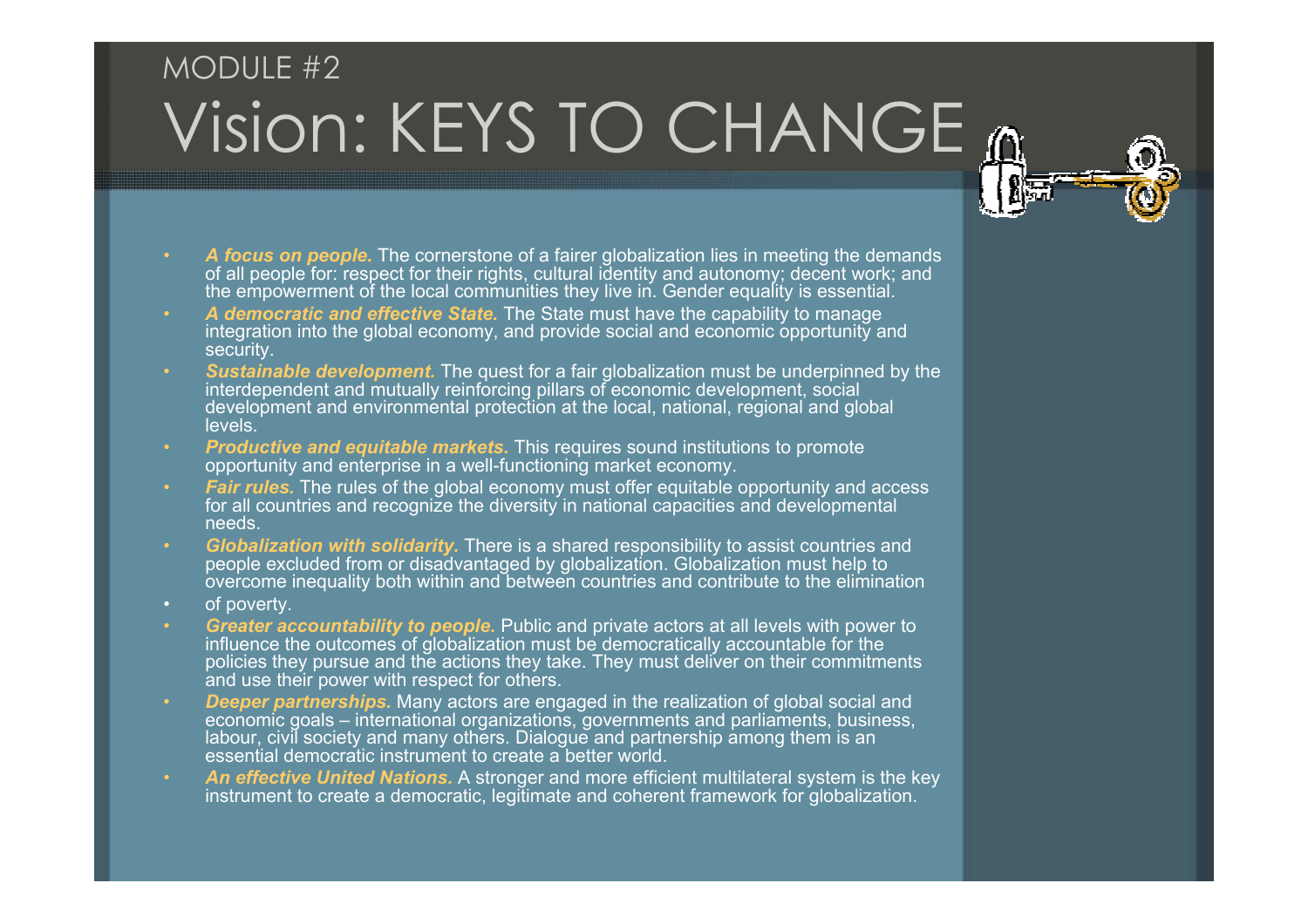MODULE #2

# Vision: KEYS TO CHANGE

- ***A focus on people.*** The cornerstone of a fairer globalization lies in meeting the demands of all people for: respect for their rights, cultural identity and autonomy; decent work; and the empowerment of the local communities they live in. Gender equality is essential.
- ***A democratic and effective State.*** The State must have the capability to manage integration into the global economy, and provide social and economic opportunity and security.
- ***Sustainable development.*** The quest for a fair globalization must be underpinned by the interdependent and mutually reinforcing pillars of economic development, social development and environmental protection at the local, national, regional and global levels.
- ***Productive and equitable markets.*** This requires sound institutions to promote opportunity and enterprise in a well-functioning market economy.
- ***Fair rules.*** The rules of the global economy must offer equitable opportunity and access for all countries and recognize the diversity in national capacities and developmental needs.
- ***Globalization with solidarity.*** There is a shared responsibility to assist countries and people excluded from or disadvantaged by globalization. Globalization must help to overcome inequality both within and between countries and contribute to the elimination
- of poverty.
- ***Greater accountability to people.*** Public and private actors at all levels with power to influence the outcomes of globalization must be democratically accountable for the policies they pursue and the actions they take. They must deliver on their commitments and use their power with respect for others.
- ***Deeper partnerships.*** Many actors are engaged in the realization of global social and economic goals – international organizations, governments and parliaments, business, labour, civil society and many others. Dialogue and partnership among them is an essential democratic instrument to create a better world.
- ***An effective United Nations.*** A stronger and more efficient multilateral system is the key instrument to create a democratic, legitimate and coherent framework for globalization.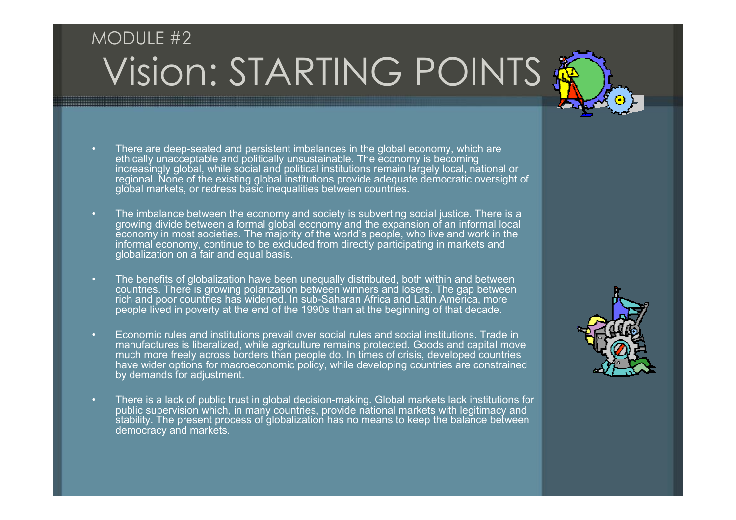MODULE #2

# Vision: STARTING POINTS

- There are deep-seated and persistent imbalances in the global economy, which are ethically unacceptable and politically unsustainable. The economy is becoming increasingly global, while social and political institutions remain largely local, national or regional. None of the existing global institutions provide adequate democratic oversight of global markets, or redress basic inequalities between countries.

- The imbalance between the economy and society is subverting social justice. There is a growing divide between a formal global economy and the expansion of an informal local economy in most societies. The majority of the world's people, who live and work in the informal economy, continue to be excluded from directly participating in markets and globalization on a fair and equal basis.

- The benefits of globalization have been unequally distributed, both within and between countries. There is growing polarization between winners and losers. The gap between rich and poor countries has widened. In sub-Saharan Africa and Latin America, more people lived in poverty at the end of the 1990s than at the beginning of that decade.

- Economic rules and institutions prevail over social rules and social institutions. Trade in manufactures is liberalized, while agriculture remains protected. Goods and capital move much more freely across borders than people do. In times of crisis, developed countries have wider options for macroeconomic policy, while developing countries are constrained by demands for adjustment.

- There is a lack of public trust in global decision-making. Global markets lack institutions for public supervision which, in many countries, provide national markets with legitimacy and stability. The present process of globalization has no means to keep the balance between democracy and markets.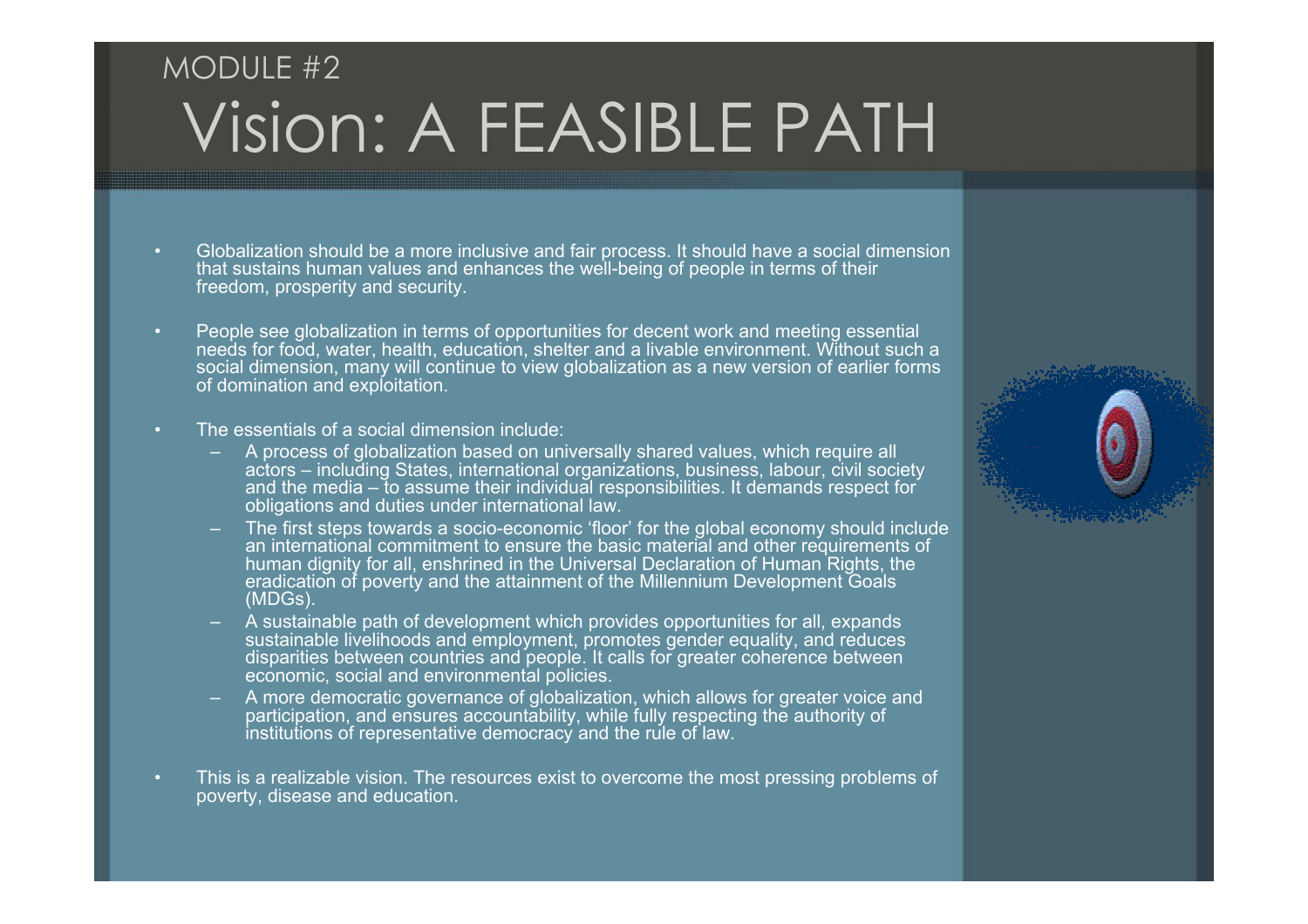MODULE #2

# Vision: A FEASIBLE PATH

- Globalization should be a more inclusive and fair process. It should have a social dimension that sustains human values and enhances the well-being of people in terms of their freedom, prosperity and security.

- People see globalization in terms of opportunities for decent work and meeting essential needs for food, water, health, education, shelter and a livable environment. Without such a social dimension, many will continue to view globalization as a new version of earlier forms of domination and exploitation.

- The essentials of a social dimension include:
  - A process of globalization based on universally shared values, which require all actors – including States, international organizations, business, labour, civil society and the media – to assume their individual responsibilities. It demands respect for obligations and duties under international law.
  - The first steps towards a socio-economic 'floor' for the global economy should include an international commitment to ensure the basic material and other requirements of human dignity for all, enshrined in the Universal Declaration of Human Rights, the eradication of poverty and the attainment of the Millennium Development Goals (MDGs).
  - A sustainable path of development which provides opportunities for all, expands sustainable livelihoods and employment, promotes gender equality, and reduces disparities between countries and people. It calls for greater coherence between economic, social and environmental policies.
  - A more democratic governance of globalization, which allows for greater voice and participation, and ensures accountability, while fully respecting the authority of institutions of representative democracy and the rule of law.

- This is a realizable vision. The resources exist to overcome the most pressing problems of poverty, disease and education.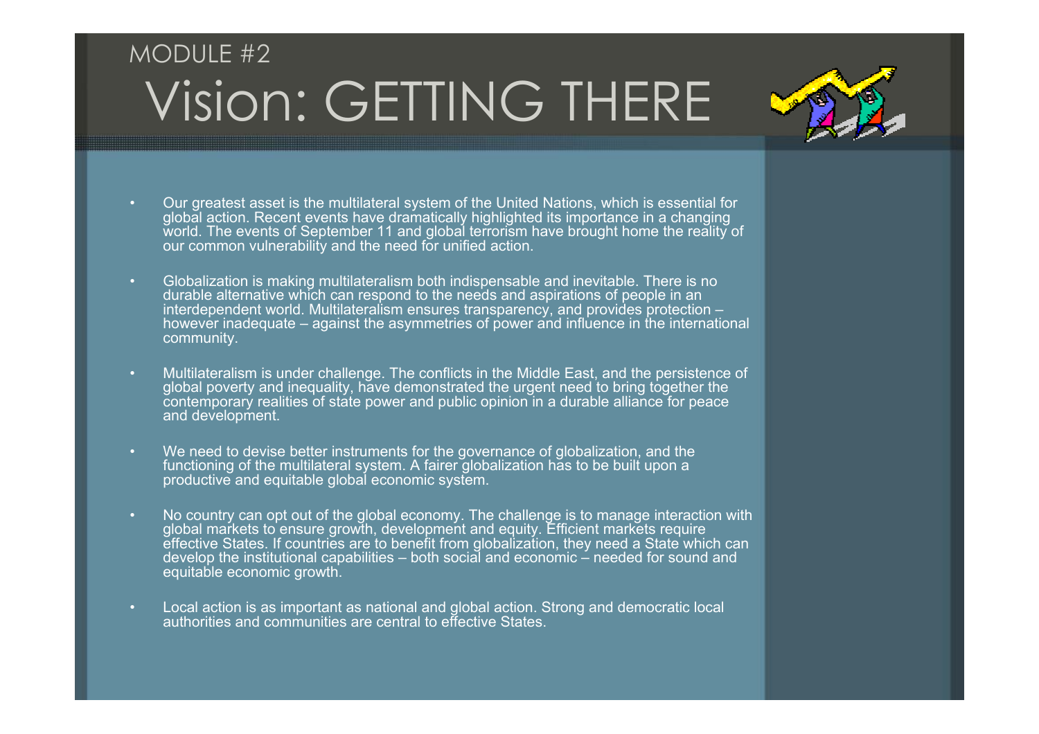MODULE #2

# Vision: GETTING THERE

- Our greatest asset is the multilateral system of the United Nations, which is essential for global action. Recent events have dramatically highlighted its importance in a changing world. The events of September 11 and global terrorism have brought home the reality of our common vulnerability and the need for unified action.

- Globalization is making multilateralism both indispensable and inevitable. There is no durable alternative which can respond to the needs and aspirations of people in an interdependent world. Multilateralism ensures transparency, and provides protection – however inadequate – against the asymmetries of power and influence in the international community.

- Multilateralism is under challenge. The conflicts in the Middle East, and the persistence of global poverty and inequality, have demonstrated the urgent need to bring together the contemporary realities of state power and public opinion in a durable alliance for peace and development.

- We need to devise better instruments for the governance of globalization, and the functioning of the multilateral system. A fairer globalization has to be built upon a productive and equitable global economic system.

- No country can opt out of the global economy. The challenge is to manage interaction with global markets to ensure growth, development and equity. Efficient markets require effective States. If countries are to benefit from globalization, they need a State which can develop the institutional capabilities – both social and economic – needed for sound and equitable economic growth.

- Local action is as important as national and global action. Strong and democratic local authorities and communities are central to effective States.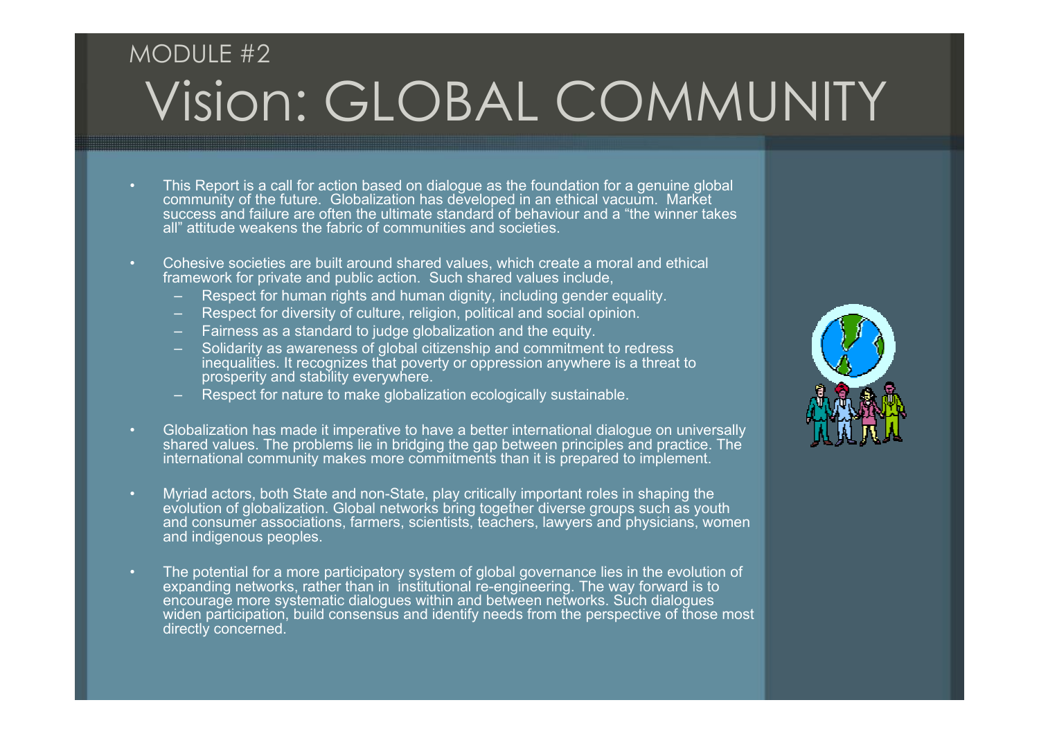MODULE #2

# Vision: GLOBAL COMMUNITY

- This Report is a call for action based on dialogue as the foundation for a genuine global community of the future. Globalization has developed in an ethical vacuum. Market success and failure are often the ultimate standard of behaviour and a "the winner takes all" attitude weakens the fabric of communities and societies.
- Cohesive societies are built around shared values, which create a moral and ethical framework for private and public action. Such shared values include,
  - Respect for human rights and human dignity, including gender equality.
  - Respect for diversity of culture, religion, political and social opinion.
  - Fairness as a standard to judge globalization and the equity.
  - Solidarity as awareness of global citizenship and commitment to redress inequalities. It recognizes that poverty or oppression anywhere is a threat to prosperity and stability everywhere.
  - Respect for nature to make globalization ecologically sustainable.
- Globalization has made it imperative to have a better international dialogue on universally shared values. The problems lie in bridging the gap between principles and practice. The international community makes more commitments than it is prepared to implement.
- Myriad actors, both State and non-State, play critically important roles in shaping the evolution of globalization. Global networks bring together diverse groups such as youth and consumer associations, farmers, scientists, teachers, lawyers and physicians, women and indigenous peoples.
- The potential for a more participatory system of global governance lies in the evolution of expanding networks, rather than in institutional re-engineering. The way forward is to encourage more systematic dialogues within and between networks. Such dialogues widen participation, build consensus and identify needs from the perspective of those most directly concerned.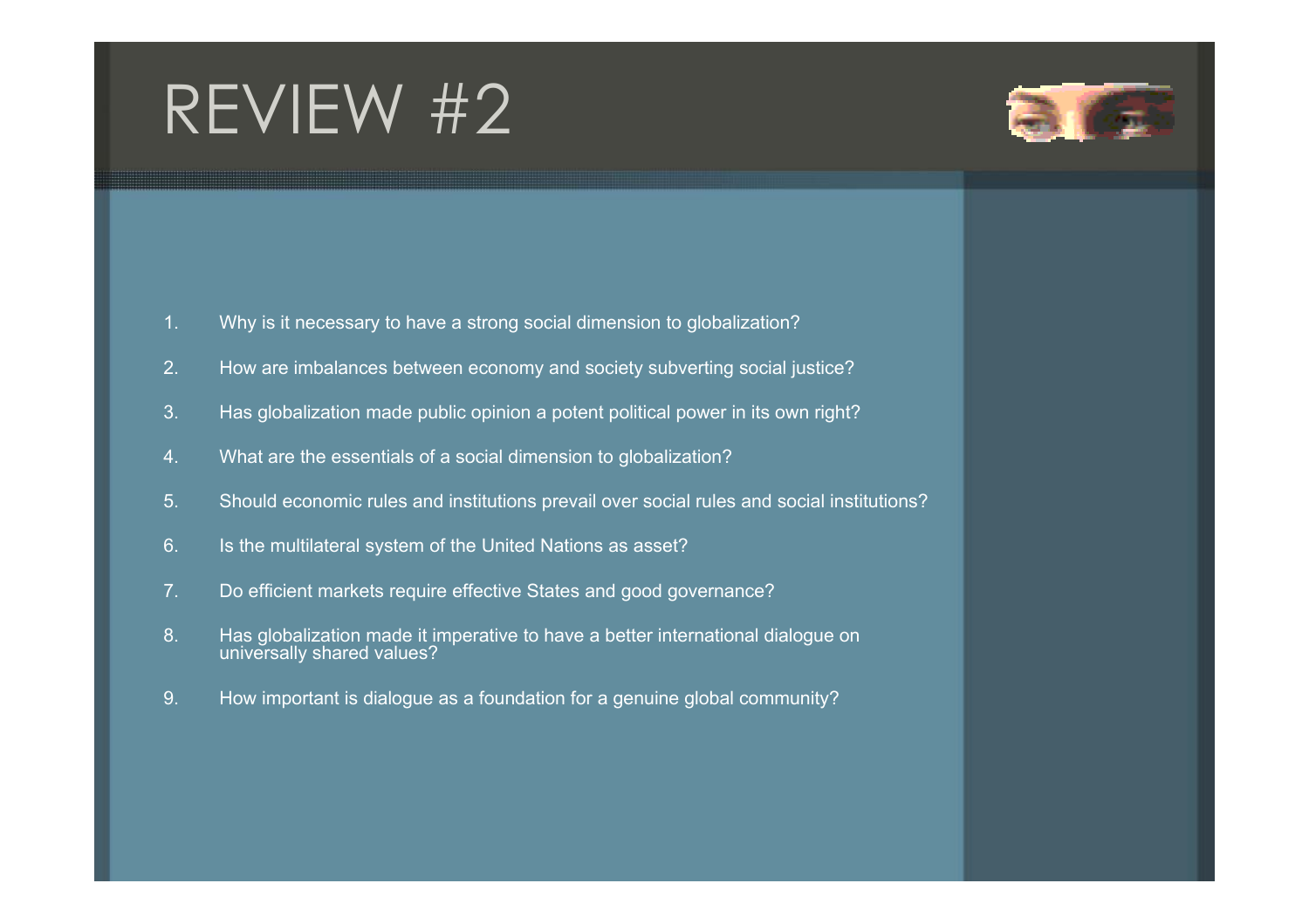# REVIEW #2

1. Why is it necessary to have a strong social dimension to globalization?
2. How are imbalances between economy and society subverting social justice?
3. Has globalization made public opinion a potent political power in its own right?
4. What are the essentials of a social dimension to globalization?
5. Should economic rules and institutions prevail over social rules and social institutions?
6. Is the multilateral system of the United Nations as asset?
7. Do efficient markets require effective States and good governance?
8. Has globalization made it imperative to have a better international dialogue on universally shared values?
9. How important is dialogue as a foundation for a genuine global community?